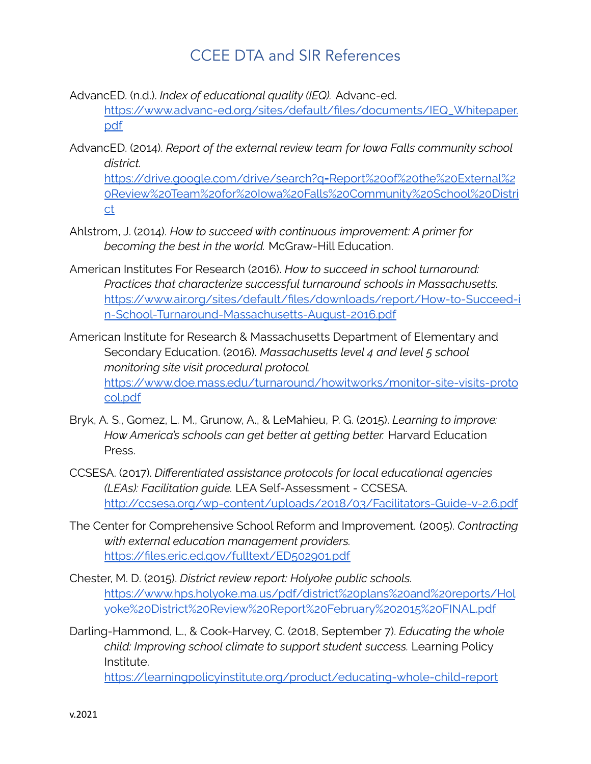# CCEE DTA and SIR References

AdvancED. (n.d.). *Index of educational quality (IEQ).* Advanc-ed. https://www.advanc-ed.org/sites/default/files/documents/IEQ_Whitepaper.pdf

AdvancED. (2014). *Report of the external review team for Iowa Falls community school district.* https://drive.google.com/drive/search?q=Report%20of%20the%20External%20Review%20Team%20for%20Iowa%20Falls%20Community%20School%20District

Ahlstrom, J. (2014). *How to succeed with continuous improvement: A primer for becoming the best in the world.* McGraw-Hill Education.

American Institutes For Research (2016). *How to succeed in school turnaround: Practices that characterize successful turnaround schools in Massachusetts.* https://www.air.org/sites/default/files/downloads/report/How-to-Succeed-in-School-Turnaround-Massachusetts-August-2016.pdf

American Institute for Research & Massachusetts Department of Elementary and Secondary Education. (2016). *Massachusetts level 4 and level 5 school monitoring site visit procedural protocol.* https://www.doe.mass.edu/turnaround/howitworks/monitor-site-visits-protocol.pdf

Bryk, A. S., Gomez, L. M., Grunow, A., & LeMahieu, P. G. (2015). *Learning to improve: How America's schools can get better at getting better.* Harvard Education Press.

CCSESA. (2017). *Differentiated assistance protocols for local educational agencies (LEAs): Facilitation guide.* LEA Self-Assessment - CCSESA. http://ccsesa.org/wp-content/uploads/2018/03/Facilitators-Guide-v-2.6.pdf

The Center for Comprehensive School Reform and Improvement. (2005). *Contracting with external education management providers.* https://files.eric.ed.gov/fulltext/ED502901.pdf

Chester, M. D. (2015). *District review report: Holyoke public schools.* https://www.hps.holyoke.ma.us/pdf/district%20plans%20and%20reports/Holyoke%20District%20Review%20Report%20February%202015%20FINAL.pdf

Darling-Hammond, L., & Cook-Harvey, C. (2018, September 7). *Educating the whole child: Improving school climate to support student success.* Learning Policy Institute. https://learningpolicyinstitute.org/product/educating-whole-child-report

v.2021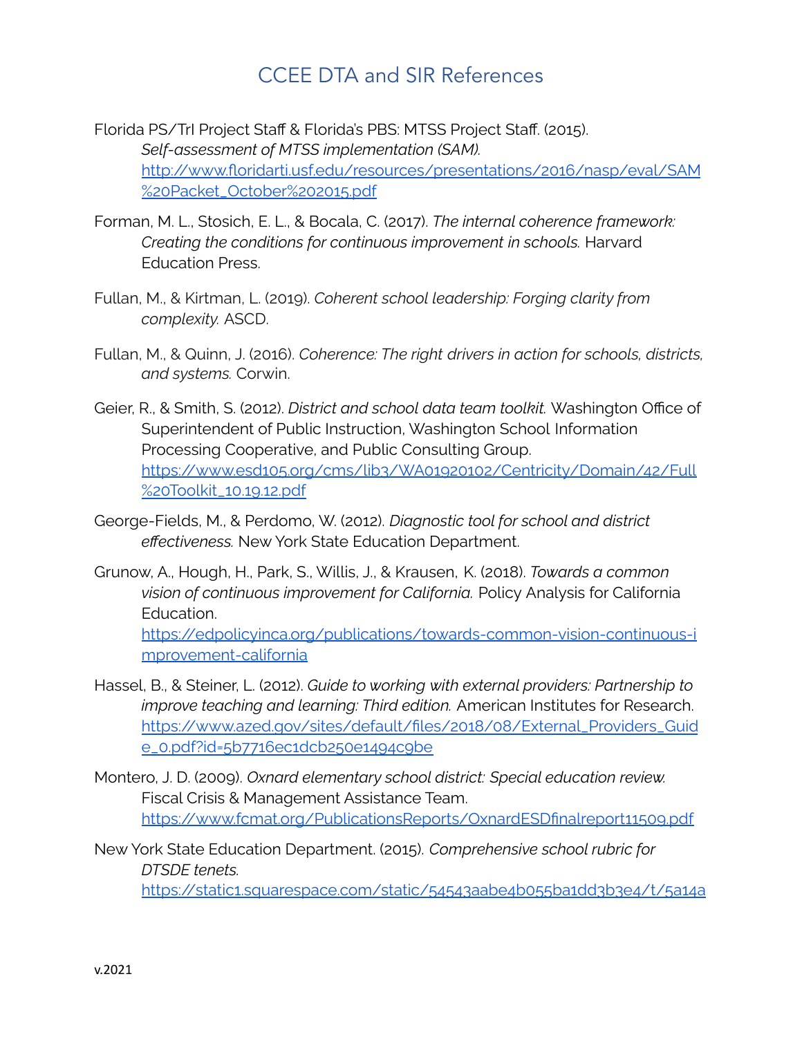# CCEE DTA and SIR References

Florida PS/TrI Project Staff & Florida's PBS: MTSS Project Staff. (2015). *Self-assessment of MTSS implementation (SAM).* http://www.floridarti.usf.edu/resources/presentations/2016/nasp/eval/SAM%20Packet_October%202015.pdf

Forman, M. L., Stosich, E. L., & Bocala, C. (2017). *The internal coherence framework: Creating the conditions for continuous improvement in schools.* Harvard Education Press.

Fullan, M., & Kirtman, L. (2019). *Coherent school leadership: Forging clarity from complexity.* ASCD.

Fullan, M., & Quinn, J. (2016). *Coherence: The right drivers in action for schools, districts, and systems.* Corwin.

Geier, R., & Smith, S. (2012). *District and school data team toolkit.* Washington Office of Superintendent of Public Instruction, Washington School Information Processing Cooperative, and Public Consulting Group. https://www.esd105.org/cms/lib3/WA01920102/Centricity/Domain/42/Full%20Toolkit_10.19.12.pdf

George-Fields, M., & Perdomo, W. (2012). *Diagnostic tool for school and district effectiveness.* New York State Education Department.

Grunow, A., Hough, H., Park, S., Willis, J., & Krausen, K. (2018). *Towards a common vision of continuous improvement for California.* Policy Analysis for California Education. https://edpolicyinca.org/publications/towards-common-vision-continuous-improvement-california

Hassel, B., & Steiner, L. (2012). *Guide to working with external providers: Partnership to improve teaching and learning: Third edition.* American Institutes for Research. https://www.azed.gov/sites/default/files/2018/08/External_Providers_Guide_0.pdf?id=5b7716ec1dcb250e1494c9be

Montero, J. D. (2009). *Oxnard elementary school district: Special education review.* Fiscal Crisis & Management Assistance Team. https://www.fcmat.org/PublicationsReports/OxnardESDfinalreport11509.pdf

New York State Education Department. (2015). *Comprehensive school rubric for DTSDE tenets.* https://static1.squarespace.com/static/54543aabe4b055ba1dd3b3e4/t/5a14a

v.2021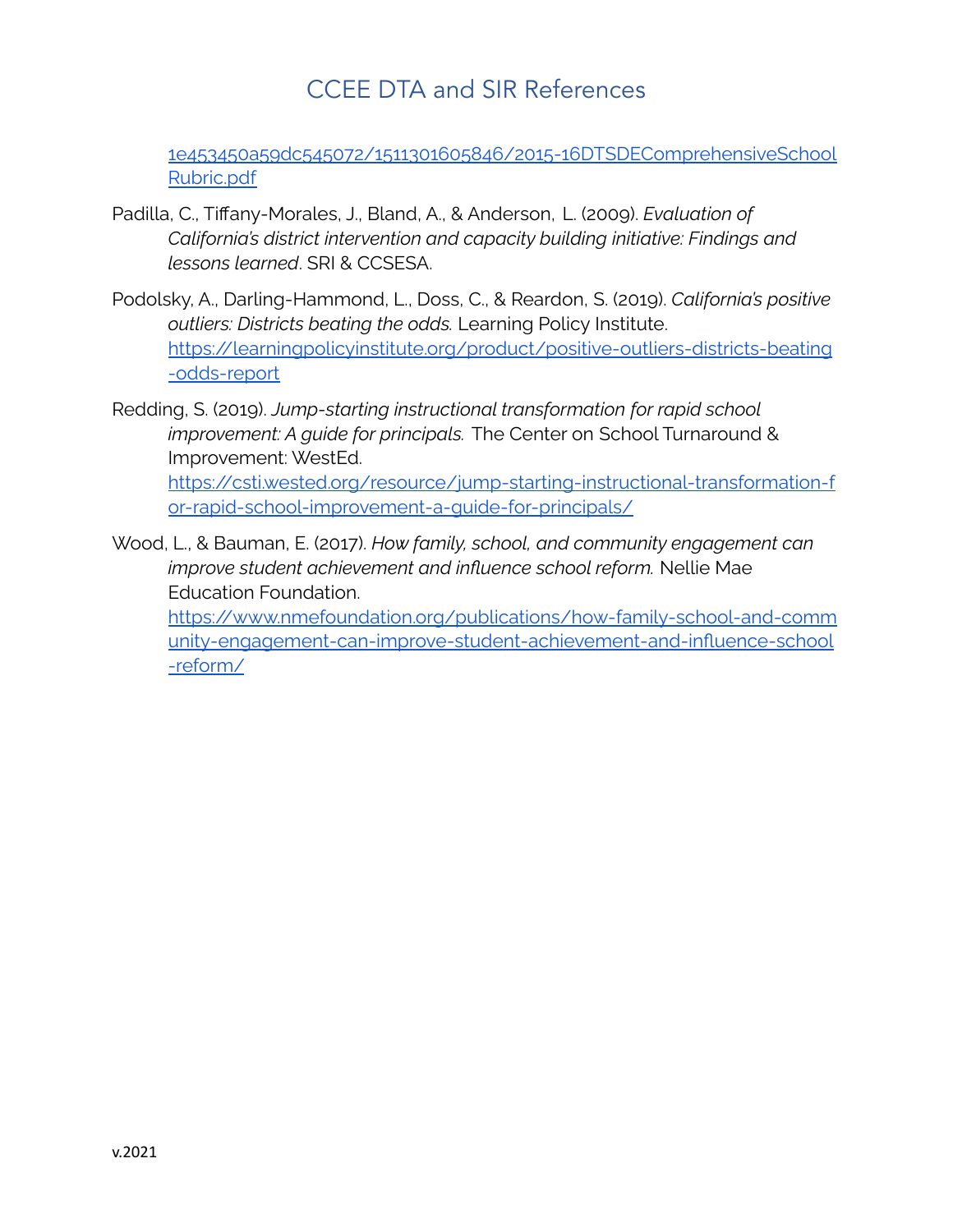1e453450a59dc545072/1511301605846/2015-16DTSDEComprehensiveSchoolRubric.pdf

Padilla, C., Tiffany-Morales, J., Bland, A., & Anderson, L. (2009). *Evaluation of California's district intervention and capacity building initiative: Findings and lessons learned*. SRI & CCSESA.

Podolsky, A., Darling-Hammond, L., Doss, C., & Reardon, S. (2019). *California's positive outliers: Districts beating the odds.* Learning Policy Institute. https://learningpolicyinstitute.org/product/positive-outliers-districts-beating-odds-report

Redding, S. (2019). *Jump-starting instructional transformation for rapid school improvement: A guide for principals.* The Center on School Turnaround & Improvement: WestEd. https://csti.wested.org/resource/jump-starting-instructional-transformation-for-rapid-school-improvement-a-guide-for-principals/

Wood, L., & Bauman, E. (2017). *How family, school, and community engagement can improve student achievement and influence school reform.* Nellie Mae Education Foundation. https://www.nmefoundation.org/publications/how-family-school-and-community-engagement-can-improve-student-achievement-and-influence-school-reform/